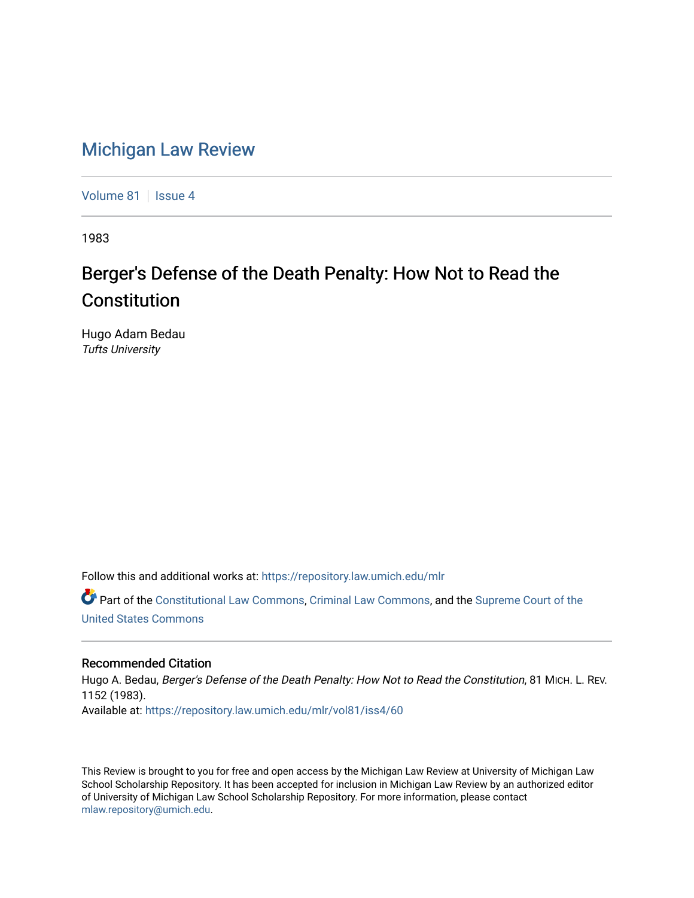# Michigan Law Review

Volume 81 | Issue 4

1983

## Berger's Defense of the Death Penalty: How Not to Read the Constitution

Hugo Adam Bedau
*Tufts University*

Follow this and additional works at: https://repository.law.umich.edu/mlr

Part of the Constitutional Law Commons, Criminal Law Commons, and the Supreme Court of the United States Commons

### Recommended Citation

Hugo A. Bedau, *Berger's Defense of the Death Penalty: How Not to Read the Constitution*, 81 MICH. L. REV. 1152 (1983).
Available at: https://repository.law.umich.edu/mlr/vol81/iss4/60

This Review is brought to you for free and open access by the Michigan Law Review at University of Michigan Law School Scholarship Repository. It has been accepted for inclusion in Michigan Law Review by an authorized editor of University of Michigan Law School Scholarship Repository. For more information, please contact mlaw.repository@umich.edu.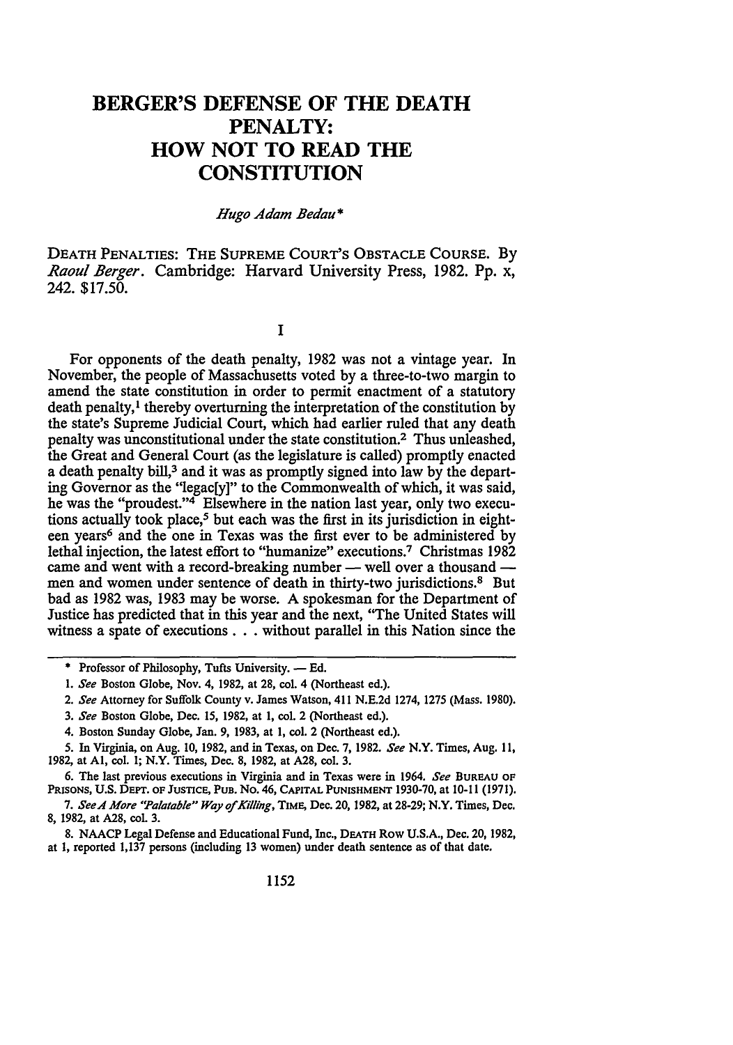# BERGER'S DEFENSE OF THE DEATH PENALTY: HOW NOT TO READ THE CONSTITUTION

*Hugo Adam Bedau**

DEATH PENALTIES: THE SUPREME COURT'S OBSTACLE COURSE. By *Raoul Berger*. Cambridge: Harvard University Press, 1982. Pp. x, 242. $17.50.

## I

For opponents of the death penalty, 1982 was not a vintage year. In November, the people of Massachusetts voted by a three-to-two margin to amend the state constitution in order to permit enactment of a statutory death penalty,[1] thereby overturning the interpretation of the constitution by the state's Supreme Judicial Court, which had earlier ruled that any death penalty was unconstitutional under the state constitution.[2] Thus unleashed, the Great and General Court (as the legislature is called) promptly enacted a death penalty bill,[3] and it was as promptly signed into law by the departing Governor as the "legac[y]" to the Commonwealth of which, it was said, he was the "proudest."[4] Elsewhere in the nation last year, only two executions actually took place,[5] but each was the first in its jurisdiction in eighteen years[6] and the one in Texas was the first ever to be administered by lethal injection, the latest effort to "humanize" executions.[7] Christmas 1982 came and went with a record-breaking number — well over a thousand — men and women under sentence of death in thirty-two jurisdictions.[8] But bad as 1982 was, 1983 may be worse. A spokesman for the Department of Justice has predicted that in this year and the next, "The United States will witness a spate of executions . . . without parallel in this Nation since the

---

\* Professor of Philosophy, Tufts University. — Ed.

1. *See* Boston Globe, Nov. 4, 1982, at 28, col. 4 (Northeast ed.).

2. *See* Attorney for Suffolk County v. James Watson, 411 N.E.2d 1274, 1275 (Mass. 1980).

3. *See* Boston Globe, Dec. 15, 1982, at 1, col. 2 (Northeast ed.).

4. Boston Sunday Globe, Jan. 9, 1983, at 1, col. 2 (Northeast ed.).

5. In Virginia, on Aug. 10, 1982, and in Texas, on Dec. 7, 1982. *See* N.Y. Times, Aug. 11, 1982, at A1, col. 1; N.Y. Times, Dec. 8, 1982, at A28, col. 3.

6. The last previous executions in Virginia and in Texas were in 1964. *See* BUREAU OF PRISONS, U.S. DEPT. OF JUSTICE, PUB. NO. 46, CAPITAL PUNISHMENT 1930-70, at 10-11 (1971).

7. *See A More "Palatable" Way of Killing*, TIME, Dec. 20, 1982, at 28-29; N.Y. Times, Dec. 8, 1982, at A28, col. 3.

8. NAACP Legal Defense and Educational Fund, Inc., DEATH ROW U.S.A., Dec. 20, 1982, at 1, reported 1,137 persons (including 13 women) under death sentence as of that date.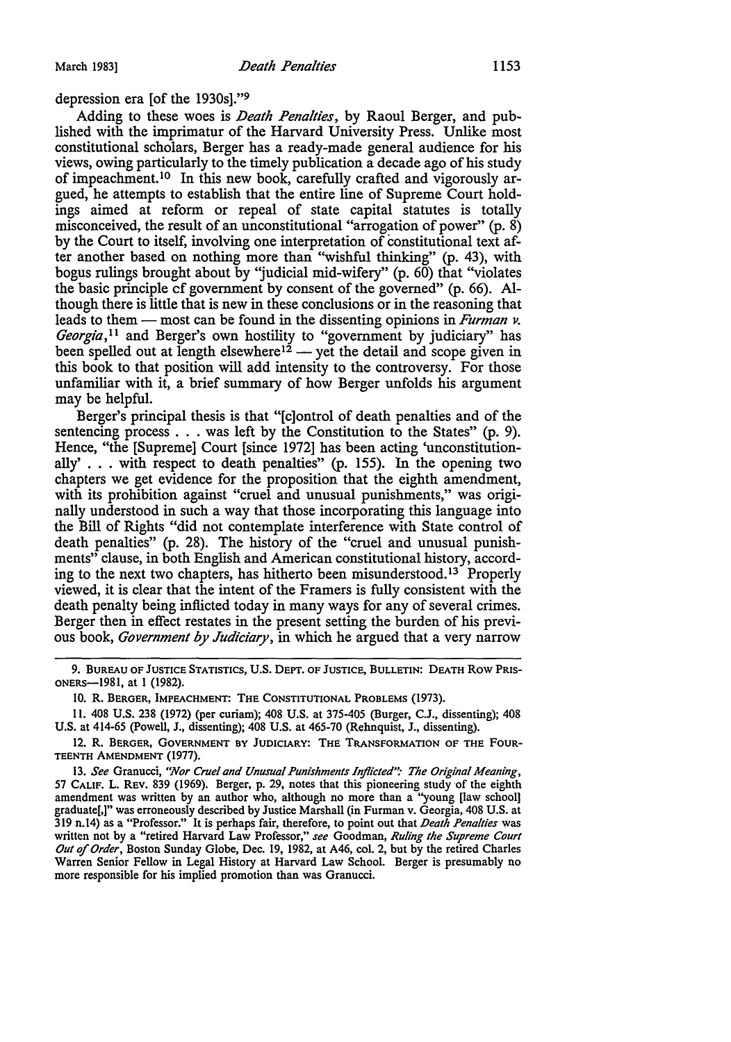depression era [of the 1930s]."[9]

Adding to these woes is *Death Penalties*, by Raoul Berger, and published with the imprimatur of the Harvard University Press. Unlike most constitutional scholars, Berger has a ready-made general audience for his views, owing particularly to the timely publication a decade ago of his study of impeachment.[10] In this new book, carefully crafted and vigorously argued, he attempts to establish that the entire line of Supreme Court holdings aimed at reform or repeal of state capital statutes is totally misconceived, the result of an unconstitutional "arrogation of power" (p. 8) by the Court to itself, involving one interpretation of constitutional text after another based on nothing more than "wishful thinking" (p. 43), with bogus rulings brought about by "judicial mid-wifery" (p. 60) that "violates the basic principle cf government by consent of the governed" (p. 66). Although there is little that is new in these conclusions or in the reasoning that leads to them — most can be found in the dissenting opinions in *Furman v. Georgia*,[11] and Berger's own hostility to "government by judiciary" has been spelled out at length elsewhere[12] — yet the detail and scope given in this book to that position will add intensity to the controversy. For those unfamiliar with it, a brief summary of how Berger unfolds his argument may be helpful.

Berger's principal thesis is that "[c]ontrol of death penalties and of the sentencing process . . . was left by the Constitution to the States" (p. 9). Hence, "the [Supreme] Court [since 1972] has been acting 'unconstitutionally' . . . with respect to death penalties" (p. 155). In the opening two chapters we get evidence for the proposition that the eighth amendment, with its prohibition against "cruel and unusual punishments," was originally understood in such a way that those incorporating this language into the Bill of Rights "did not contemplate interference with State control of death penalties" (p. 28). The history of the "cruel and unusual punishments" clause, in both English and American constitutional history, according to the next two chapters, has hitherto been misunderstood.[13] Properly viewed, it is clear that the intent of the Framers is fully consistent with the death penalty being inflicted today in many ways for any of several crimes. Berger then in effect restates in the present setting the burden of his previous book, *Government by Judiciary*, in which he argued that a very narrow

---

9. BUREAU OF JUSTICE STATISTICS, U.S. DEPT. OF JUSTICE, BULLETIN: DEATH ROW PRISONERS—1981, at 1 (1982).

10. R. BERGER, IMPEACHMENT: THE CONSTITUTIONAL PROBLEMS (1973).

11. 408 U.S. 238 (1972) (per curiam); 408 U.S. at 375-405 (Burger, C.J., dissenting); 408 U.S. at 414-65 (Powell, J., dissenting); 408 U.S. at 465-70 (Rehnquist, J., dissenting).

12. R. BERGER, GOVERNMENT BY JUDICIARY: THE TRANSFORMATION OF THE FOURTEENTH AMENDMENT (1977).

13. *See* Granucci, *"Nor Cruel and Unusual Punishments Inflicted": The Original Meaning*, 57 CALIF. L. REV. 839 (1969). Berger, p. 29, notes that this pioneering study of the eighth amendment was written by an author who, although no more than a "young [law school] graduate[,]" was erroneously described by Justice Marshall (in Furman v. Georgia, 408 U.S. at 319 n.14) as a "Professor." It is perhaps fair, therefore, to point out that *Death Penalties* was written not by a "retired Harvard Law Professor," *see* Goodman, *Ruling the Supreme Court Out of Order*, Boston Sunday Globe, Dec. 19, 1982, at A46, col. 2, but by the retired Charles Warren Senior Fellow in Legal History at Harvard Law School. Berger is presumably no more responsible for his implied promotion than was Granucci.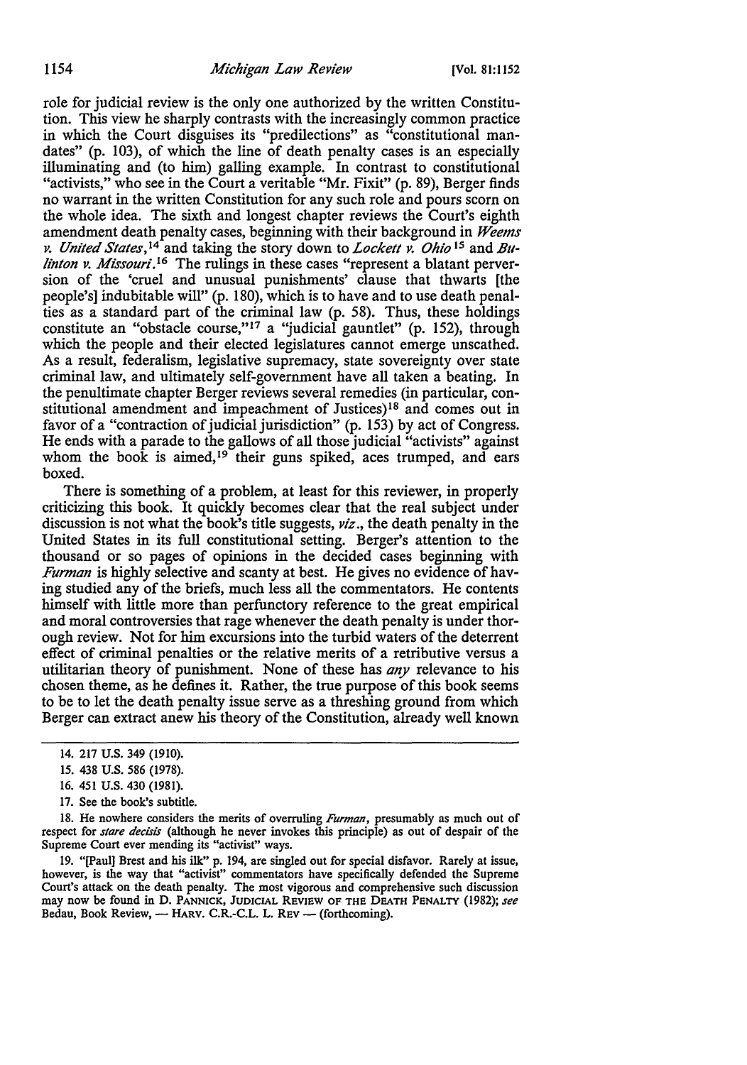role for judicial review is the only one authorized by the written Constitution. This view he sharply contrasts with the increasingly common practice in which the Court disguises its "predilections" as "constitutional mandates" (p. 103), of which the line of death penalty cases is an especially illuminating and (to him) galling example. In contrast to constitutional "activists," who see in the Court a veritable "Mr. Fixit" (p. 89), Berger finds no warrant in the written Constitution for any such role and pours scorn on the whole idea. The sixth and longest chapter reviews the Court's eighth amendment death penalty cases, beginning with their background in *Weems v. United States*,[14] and taking the story down to *Lockett v. Ohio*[15] and *Bulinton v. Missouri*.[16] The rulings in these cases "represent a blatant perversion of the 'cruel and unusual punishments' clause that thwarts [the people's] indubitable will" (p. 180), which is to have and to use death penalties as a standard part of the criminal law (p. 58). Thus, these holdings constitute an "obstacle course,"[17] a "judicial gauntlet" (p. 152), through which the people and their elected legislatures cannot emerge unscathed. As a result, federalism, legislative supremacy, state sovereignty over state criminal law, and ultimately self-government have all taken a beating. In the penultimate chapter Berger reviews several remedies (in particular, constitutional amendment and impeachment of Justices)[18] and comes out in favor of a "contraction of judicial jurisdiction" (p. 153) by act of Congress. He ends with a parade to the gallows of all those judicial "activists" against whom the book is aimed,[19] their guns spiked, aces trumped, and ears boxed.

There is something of a problem, at least for this reviewer, in properly criticizing this book. It quickly becomes clear that the real subject under discussion is not what the book's title suggests, *viz.*, the death penalty in the United States in its full constitutional setting. Berger's attention to the thousand or so pages of opinions in the decided cases beginning with *Furman* is highly selective and scanty at best. He gives no evidence of having studied any of the briefs, much less all the commentators. He contents himself with little more than perfunctory reference to the great empirical and moral controversies that rage whenever the death penalty is under thorough review. Not for him excursions into the turbid waters of the deterrent effect of criminal penalties or the relative merits of a retributive versus a utilitarian theory of punishment. None of these has *any* relevance to his chosen theme, as he defines it. Rather, the true purpose of this book seems to be to let the death penalty issue serve as a threshing ground from which Berger can extract anew his theory of the Constitution, already well known

---

14. 217 U.S. 349 (1910).

15. 438 U.S. 586 (1978).

16. 451 U.S. 430 (1981).

17. See the book's subtitle.

18. He nowhere considers the merits of overruling *Furman*, presumably as much out of respect for *stare decisis* (although he never invokes this principle) as out of despair of the Supreme Court ever mending its "activist" ways.

19. "[Paul] Brest and his ilk" p. 194, are singled out for special disfavor. Rarely at issue, however, is the way that "activist" commentators have specifically defended the Supreme Court's attack on the death penalty. The most vigorous and comprehensive such discussion may now be found in D. PANNICK, JUDICIAL REVIEW OF THE DEATH PENALTY (1982); *see* Bedau, Book Review, — HARV. C.R.-C.L. L. REV — (forthcoming).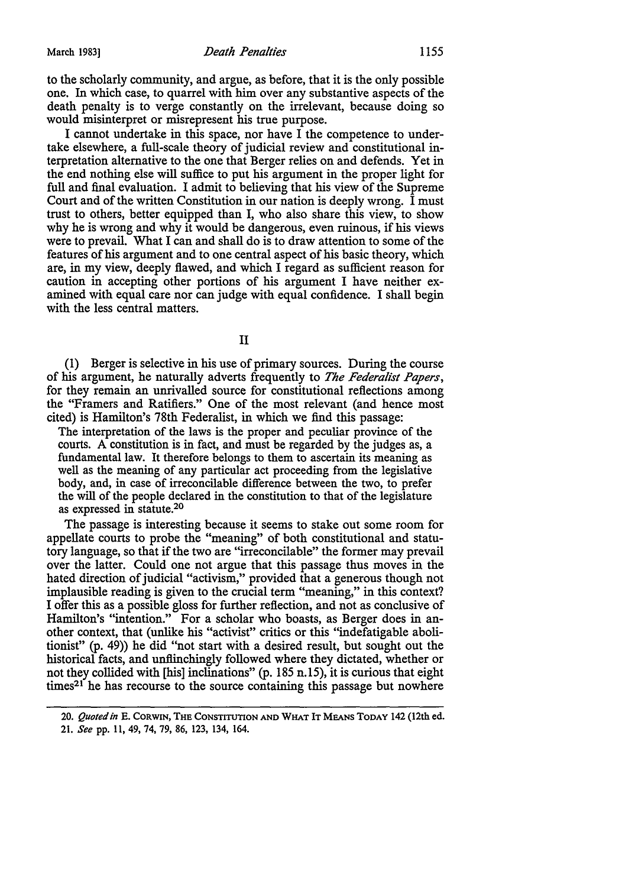to the scholarly community, and argue, as before, that it is the only possible one. In which case, to quarrel with him over any substantive aspects of the death penalty is to verge constantly on the irrelevant, because doing so would misinterpret or misrepresent his true purpose.

I cannot undertake in this space, nor have I the competence to undertake elsewhere, a full-scale theory of judicial review and constitutional interpretation alternative to the one that Berger relies on and defends. Yet in the end nothing else will suffice to put his argument in the proper light for full and final evaluation. I admit to believing that his view of the Supreme Court and of the written Constitution in our nation is deeply wrong. I must trust to others, better equipped than I, who also share this view, to show why he is wrong and why it would be dangerous, even ruinous, if his views were to prevail. What I can and shall do is to draw attention to some of the features of his argument and to one central aspect of his basic theory, which are, in my view, deeply flawed, and which I regard as sufficient reason for caution in accepting other portions of his argument I have neither examined with equal care nor can judge with equal confidence. I shall begin with the less central matters.

## II

(1) Berger is selective in his use of primary sources. During the course of his argument, he naturally adverts frequently to *The Federalist Papers*, for they remain an unrivalled source for constitutional reflections among the "Framers and Ratifiers." One of the most relevant (and hence most cited) is Hamilton's 78th Federalist, in which we find this passage:

> The interpretation of the laws is the proper and peculiar province of the courts. A constitution is in fact, and must be regarded by the judges as, a fundamental law. It therefore belongs to them to ascertain its meaning as well as the meaning of any particular act proceeding from the legislative body, and, in case of irreconcilable difference between the two, to prefer the will of the people declared in the constitution to that of the legislature as expressed in statute.[20]

The passage is interesting because it seems to stake out some room for appellate courts to probe the "meaning" of both constitutional and statutory language, so that if the two are "irreconcilable" the former may prevail over the latter. Could one not argue that this passage thus moves in the hated direction of judicial "activism," provided that a generous though not implausible reading is given to the crucial term "meaning," in this context? I offer this as a possible gloss for further reflection, and not as conclusive of Hamilton's "intention." For a scholar who boasts, as Berger does in another context, that (unlike his "activist" critics or this "indefatigable abolitionist" (p. 49)) he did "not start with a desired result, but sought out the historical facts, and unflinchingly followed where they dictated, whether or not they collided with [his] inclinations" (p. 185 n.15), it is curious that eight times[21] he has recourse to the source containing this passage but nowhere

---

20. *Quoted in* E. CORWIN, THE CONSTITUTION AND WHAT IT MEANS TODAY 142 (12th ed.

21. *See* pp. 11, 49, 74, 79, 86, 123, 134, 164.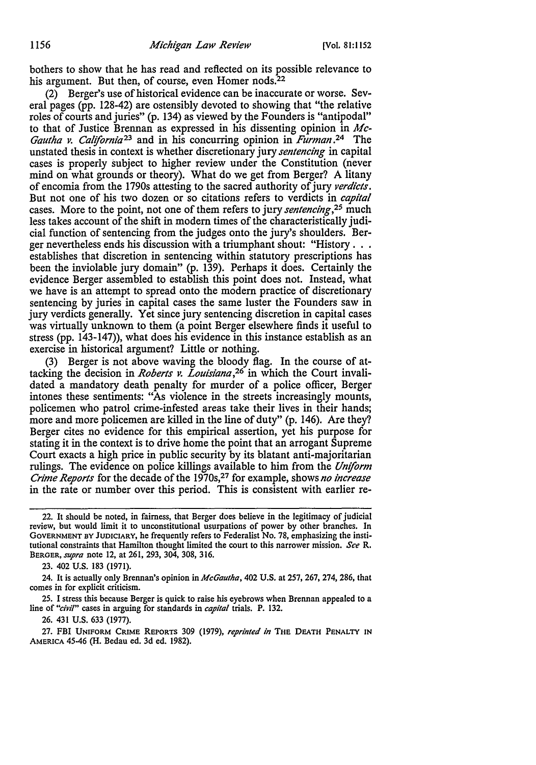bothers to show that he has read and reflected on its possible relevance to his argument. But then, of course, even Homer nods.[22]

(2) Berger's use of historical evidence can be inaccurate or worse. Several pages (pp. 128-42) are ostensibly devoted to showing that "the relative roles of courts and juries" (p. 134) as viewed by the Founders is "antipodal" to that of Justice Brennan as expressed in his dissenting opinion in *McGautha v. California*[23] and in his concurring opinion in *Furman*.[24] The unstated thesis in context is whether discretionary jury *sentencing* in capital cases is properly subject to higher review under the Constitution (never mind on what grounds or theory). What do we get from Berger? A litany of encomia from the 1790s attesting to the sacred authority of jury *verdicts*. But not one of his two dozen or so citations refers to verdicts in *capital* cases. More to the point, not one of them refers to jury *sentencing*,[25] much less takes account of the shift in modern times of the characteristically judicial function of sentencing from the judges onto the jury's shoulders. Berger nevertheless ends his discussion with a triumphant shout: "History . . . establishes that discretion in sentencing within statutory prescriptions has been the inviolable jury domain" (p. 139). Perhaps it does. Certainly the evidence Berger assembled to establish this point does not. Instead, what we have is an attempt to spread onto the modern practice of discretionary sentencing by juries in capital cases the same luster the Founders saw in jury verdicts generally. Yet since jury sentencing discretion in capital cases was virtually unknown to them (a point Berger elsewhere finds it useful to stress (pp. 143-147)), what does his evidence in this instance establish as an exercise in historical argument? Little or nothing.

(3) Berger is not above waving the bloody flag. In the course of attacking the decision in *Roberts v. Louisiana*,[26] in which the Court invalidated a mandatory death penalty for murder of a police officer, Berger intones these sentiments: "As violence in the streets increasingly mounts, policemen who patrol crime-infested areas take their lives in their hands; more and more policemen are killed in the line of duty" (p. 146). Are they? Berger cites no evidence for this empirical assertion, yet his purpose for stating it in the context is to drive home the point that an arrogant Supreme Court exacts a high price in public security by its blatant anti-majoritarian rulings. The evidence on police killings available to him from the *Uniform Crime Reports* for the decade of the 1970s,[27] for example, shows *no increase* in the rate or number over this period. This is consistent with earlier re-

---

22. It should be noted, in fairness, that Berger does believe in the legitimacy of judicial review, but would limit it to unconstitutional usurpations of power by other branches. In GOVERNMENT BY JUDICIARY, he frequently refers to Federalist No. 78, emphasizing the institutional constraints that Hamilton thought limited the court to this narrower mission. *See* R. BERGER, *supra* note 12, at 261, 293, 304, 308, 316.

23. 402 U.S. 183 (1971).

24. It is actually only Brennan's opinion in *McGautha*, 402 U.S. at 257, 267, 274, 286, that comes in for explicit criticism.

25. I stress this because Berger is quick to raise his eyebrows when Brennan appealed to a line of *"civil"* cases in arguing for standards in *capital* trials. P. 132.

26. 431 U.S. 633 (1977).

27. FBI UNIFORM CRIME REPORTS 309 (1979), *reprinted in* THE DEATH PENALTY IN AMERICA 45-46 (H. Bedau ed. 3d ed. 1982).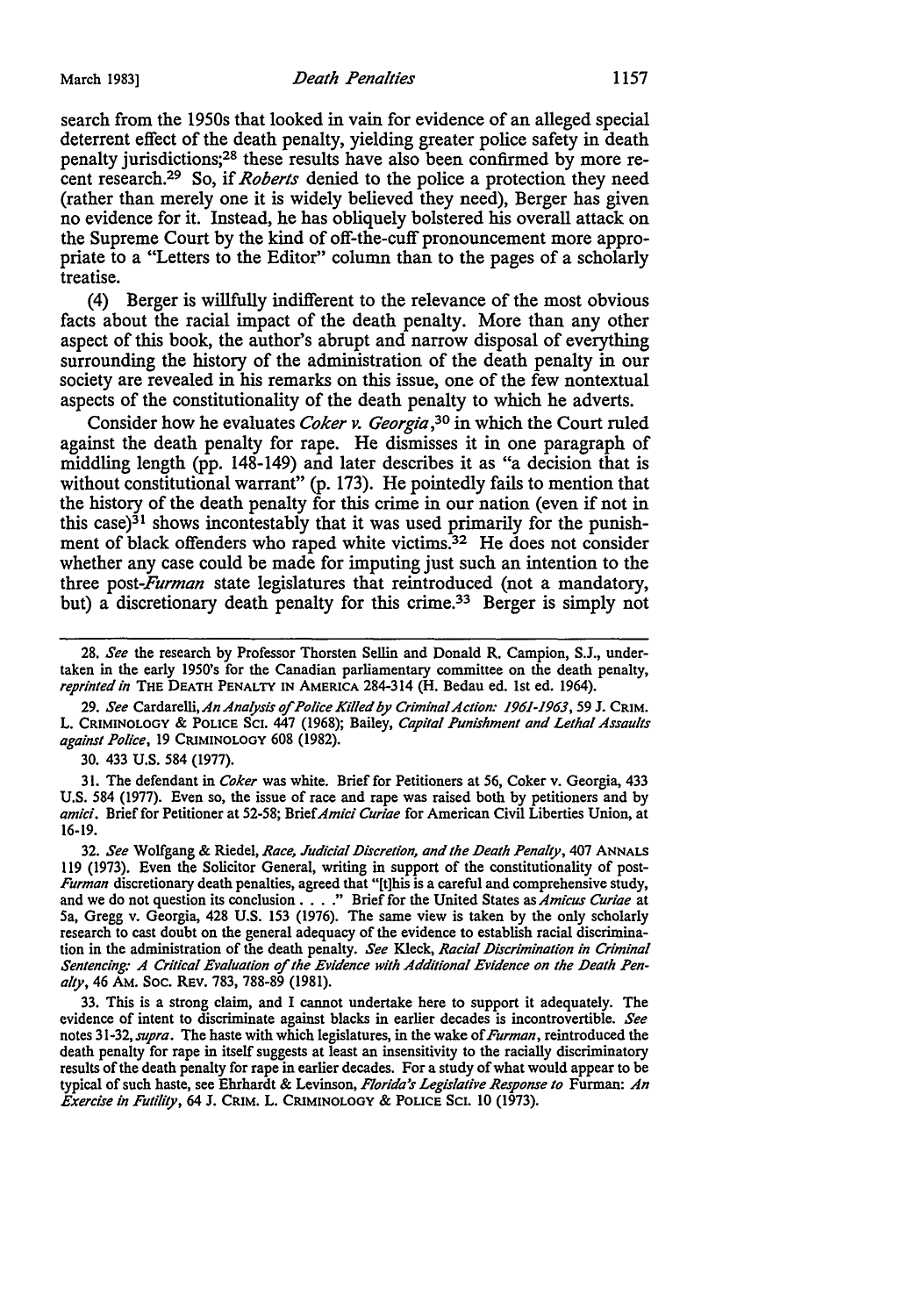search from the 1950s that looked in vain for evidence of an alleged special deterrent effect of the death penalty, yielding greater police safety in death penalty jurisdictions;[28] these results have also been confirmed by more recent research.[29] So, if *Roberts* denied to the police a protection they need (rather than merely one it is widely believed they need), Berger has given no evidence for it. Instead, he has obliquely bolstered his overall attack on the Supreme Court by the kind of off-the-cuff pronouncement more appropriate to a "Letters to the Editor" column than to the pages of a scholarly treatise.

(4) Berger is willfully indifferent to the relevance of the most obvious facts about the racial impact of the death penalty. More than any other aspect of this book, the author's abrupt and narrow disposal of everything surrounding the history of the administration of the death penalty in our society are revealed in his remarks on this issue, one of the few nontextual aspects of the constitutionality of the death penalty to which he adverts.

Consider how he evaluates *Coker v. Georgia*,[30] in which the Court ruled against the death penalty for rape. He dismisses it in one paragraph of middling length (pp. 148-149) and later describes it as "a decision that is without constitutional warrant" (p. 173). He pointedly fails to mention that the history of the death penalty for this crime in our nation (even if not in this case)[31] shows incontestably that it was used primarily for the punishment of black offenders who raped white victims.[32] He does not consider whether any case could be made for imputing just such an intention to the three post-*Furman* state legislatures that reintroduced (not a mandatory, but) a discretionary death penalty for this crime.[33] Berger is simply not

---

28. *See* the research by Professor Thorsten Sellin and Donald R. Campion, S.J., undertaken in the early 1950's for the Canadian parliamentary committee on the death penalty, *reprinted in* THE DEATH PENALTY IN AMERICA 284-314 (H. Bedau ed. 1st ed. 1964).

29. *See* Cardarelli, *An Analysis of Police Killed by Criminal Action: 1961-1963*, 59 J. CRIM. L. CRIMINOLOGY & POLICE SCI. 447 (1968); Bailey, *Capital Punishment and Lethal Assaults against Police*, 19 CRIMINOLOGY 608 (1982).

30. 433 U.S. 584 (1977).

31. The defendant in *Coker* was white. Brief for Petitioners at 56, Coker v. Georgia, 433 U.S. 584 (1977). Even so, the issue of race and rape was raised both by petitioners and by *amici*. Brief for Petitioner at 52-58; Brief *Amici Curiae* for American Civil Liberties Union, at 16-19.

32. *See* Wolfgang & Riedel, *Race, Judicial Discretion, and the Death Penalty*, 407 ANNALS 119 (1973). Even the Solicitor General, writing in support of the constitutionality of post-*Furman* discretionary death penalties, agreed that "[t]his is a careful and comprehensive study, and we do not question its conclusion . . . ." Brief for the United States as *Amicus Curiae* at 5a, Gregg v. Georgia, 428 U.S. 153 (1976). The same view is taken by the only scholarly research to cast doubt on the general adequacy of the evidence to establish racial discrimination in the administration of the death penalty. *See* Kleck, *Racial Discrimination in Criminal Sentencing: A Critical Evaluation of the Evidence with Additional Evidence on the Death Penalty*, 46 AM. SOC. REV. 783, 788-89 (1981).

33. This is a strong claim, and I cannot undertake here to support it adequately. The evidence of intent to discriminate against blacks in earlier decades is incontrovertible. *See* notes 31-32, *supra*. The haste with which legislatures, in the wake of *Furman*, reintroduced the death penalty for rape in itself suggests at least an insensitivity to the racially discriminatory results of the death penalty for rape in earlier decades. For a study of what would appear to be typical of such haste, see Ehrhardt & Levinson, *Florida's Legislative Response to* Furman: *An Exercise in Futility*, 64 J. CRIM. L. CRIMINOLOGY & POLICE SCI. 10 (1973).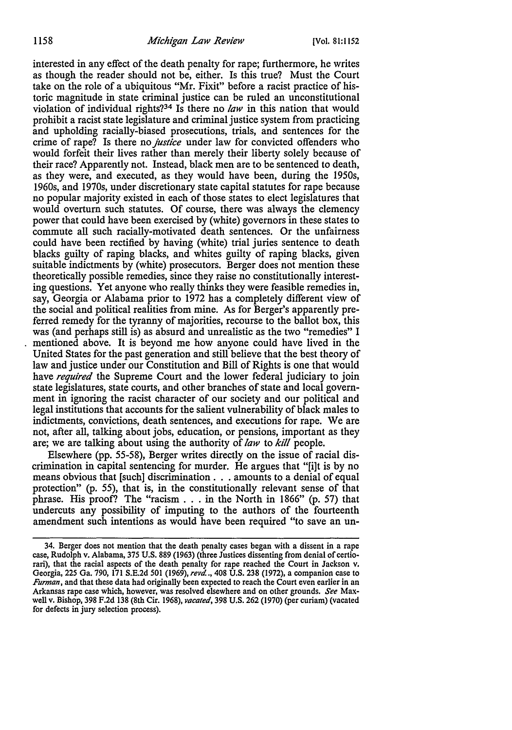interested in any effect of the death penalty for rape; furthermore, he writes as though the reader should not be, either. Is this true? Must the Court take on the role of a ubiquitous "Mr. Fixit" before a racist practice of historic magnitude in state criminal justice can be ruled an unconstitutional violation of individual rights?[34] Is there no *law* in this nation that would prohibit a racist state legislature and criminal justice system from practicing and upholding racially-biased prosecutions, trials, and sentences for the crime of rape? Is there no *justice* under law for convicted offenders who would forfeit their lives rather than merely their liberty solely because of their race? Apparently not. Instead, black men are to be sentenced to death, as they were, and executed, as they would have been, during the 1950s, 1960s, and 1970s, under discretionary state capital statutes for rape because no popular majority existed in each of those states to elect legislatures that would overturn such statutes. Of course, there was always the clemency power that could have been exercised by (white) governors in these states to commute all such racially-motivated death sentences. Or the unfairness could have been rectified by having (white) trial juries sentence to death blacks guilty of raping blacks, and whites guilty of raping blacks, given suitable indictments by (white) prosecutors. Berger does not mention these theoretically possible remedies, since they raise no constitutionally interesting questions. Yet anyone who really thinks they were feasible remedies in, say, Georgia or Alabama prior to 1972 has a completely different view of the social and political realities from mine. As for Berger's apparently preferred remedy for the tyranny of majorities, recourse to the ballot box, this was (and perhaps still is) as absurd and unrealistic as the two "remedies" I mentioned above. It is beyond me how anyone could have lived in the United States for the past generation and still believe that the best theory of law and justice under our Constitution and Bill of Rights is one that would have *required* the Supreme Court and the lower federal judiciary to join state legislatures, state courts, and other branches of state and local government in ignoring the racist character of our society and our political and legal institutions that accounts for the salient vulnerability of black males to indictments, convictions, death sentences, and executions for rape. We are not, after all, talking about jobs, education, or pensions, important as they are; we are talking about using the authority of *law* to *kill* people.

Elsewhere (pp. 55-58), Berger writes directly on the issue of racial discrimination in capital sentencing for murder. He argues that "[i]t is by no means obvious that [such] discrimination . . . amounts to a denial of equal protection" (p. 55), that is, in the constitutionally relevant sense of that phrase. His proof? The "racism . . . in the North in 1866" (p. 57) that undercuts any possibility of imputing to the authors of the fourteenth amendment such intentions as would have been required "to save an un-

---

34. Berger does not mention that the death penalty cases began with a dissent in a rape case, Rudolph v. Alabama, 375 U.S. 889 (1963) (three Justices dissenting from denial of certiorari), that the racial aspects of the death penalty for rape reached the Court in Jackson v. Georgia, 225 Ga. 790, 171 S.E.2d 501 (1969), *revd.*, 408 U.S. 238 (1972), a companion case to *Furman*, and that these data had originally been expected to reach the Court even earlier in an Arkansas rape case which, however, was resolved elsewhere and on other grounds. *See* Maxwell v. Bishop, 398 F.2d 138 (8th Cir. 1968), *vacated*, 398 U.S. 262 (1970) (per curiam) (vacated for defects in jury selection process).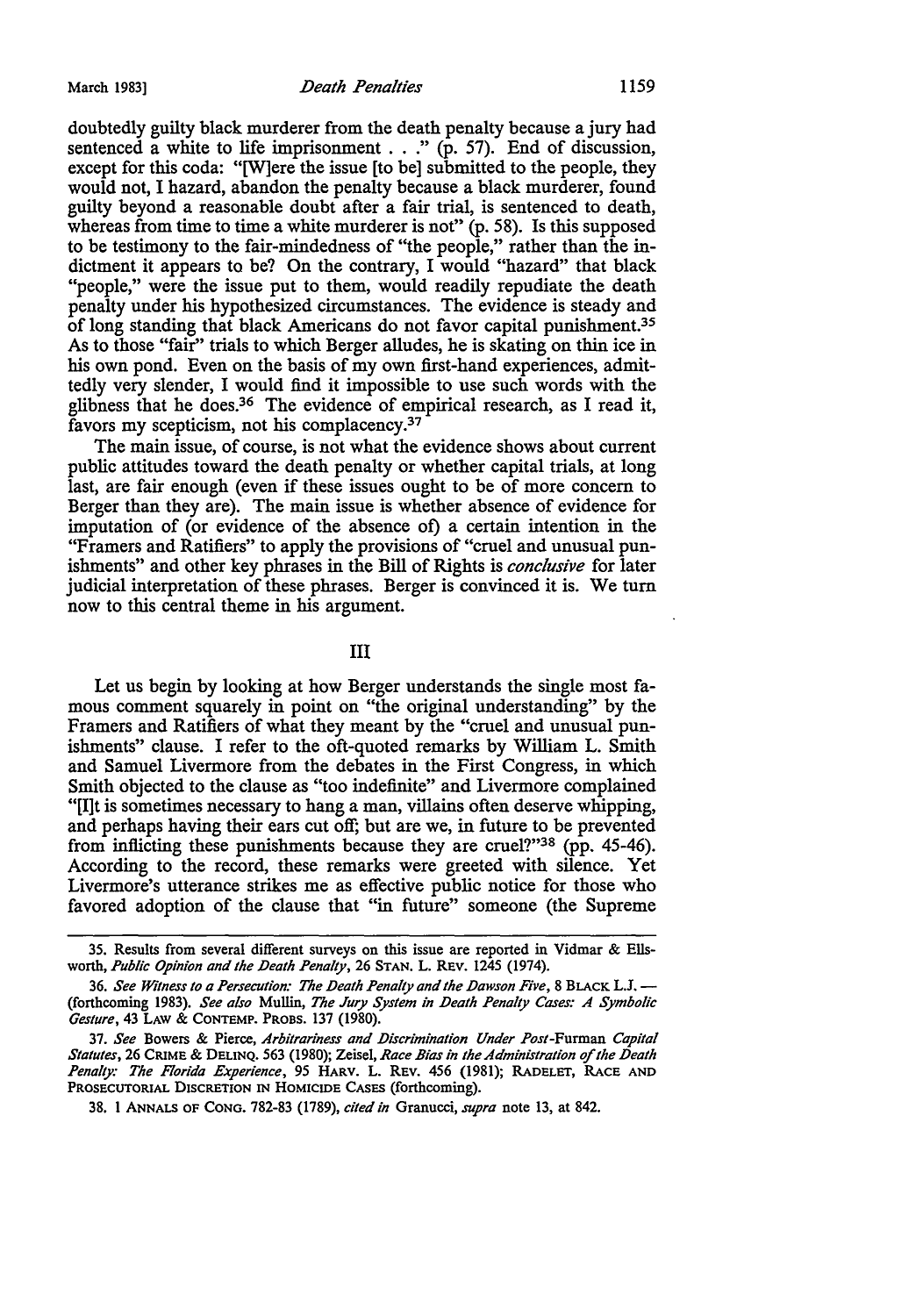doubtedly guilty black murderer from the death penalty because a jury had sentenced a white to life imprisonment . . ." (p. 57). End of discussion, except for this coda: "[W]ere the issue [to be] submitted to the people, they would not, I hazard, abandon the penalty because a black murderer, found guilty beyond a reasonable doubt after a fair trial, is sentenced to death, whereas from time to time a white murderer is not" (p. 58). Is this supposed to be testimony to the fair-mindedness of "the people," rather than the indictment it appears to be? On the contrary, I would "hazard" that black "people," were the issue put to them, would readily repudiate the death penalty under his hypothesized circumstances. The evidence is steady and of long standing that black Americans do not favor capital punishment.[35] As to those "fair" trials to which Berger alludes, he is skating on thin ice in his own pond. Even on the basis of my own first-hand experiences, admittedly very slender, I would find it impossible to use such words with the glibness that he does.[36] The evidence of empirical research, as I read it, favors my scepticism, not his complacency.[37]

The main issue, of course, is not what the evidence shows about current public attitudes toward the death penalty or whether capital trials, at long last, are fair enough (even if these issues ought to be of more concern to Berger than they are). The main issue is whether absence of evidence for imputation of (or evidence of the absence of) a certain intention in the "Framers and Ratifiers" to apply the provisions of "cruel and unusual punishments" and other key phrases in the Bill of Rights is *conclusive* for later judicial interpretation of these phrases. Berger is convinced it is. We turn now to this central theme in his argument.

## III

Let us begin by looking at how Berger understands the single most famous comment squarely in point on "the original understanding" by the Framers and Ratifiers of what they meant by the "cruel and unusual punishments" clause. I refer to the oft-quoted remarks by William L. Smith and Samuel Livermore from the debates in the First Congress, in which Smith objected to the clause as "too indefinite" and Livermore complained "[I]t is sometimes necessary to hang a man, villains often deserve whipping, and perhaps having their ears cut off; but are we, in future to be prevented from inflicting these punishments because they are cruel?"[38] (pp. 45-46). According to the record, these remarks were greeted with silence. Yet Livermore's utterance strikes me as effective public notice for those who favored adoption of the clause that "in future" someone (the Supreme

---

35. Results from several different surveys on this issue are reported in Vidmar & Ellsworth, *Public Opinion and the Death Penalty*, 26 STAN. L. REV. 1245 (1974).

36. *See Witness to a Persecution: The Death Penalty and the Dawson Five*, 8 BLACK L.J. — (forthcoming 1983). *See also* Mullin, *The Jury System in Death Penalty Cases: A Symbolic Gesture*, 43 LAW & CONTEMP. PROBS. 137 (1980).

37. *See* Bowers & Pierce, *Arbitrariness and Discrimination Under Post-*Furman *Capital Statutes*, 26 CRIME & DELINQ. 563 (1980); Zeisel, *Race Bias in the Administration of the Death Penalty: The Florida Experience*, 95 HARV. L. REV. 456 (1981); RADELET, RACE AND PROSECUTORIAL DISCRETION IN HOMICIDE CASES (forthcoming).

38. 1 ANNALS OF CONG. 782-83 (1789), *cited in* Granucci, *supra* note 13, at 842.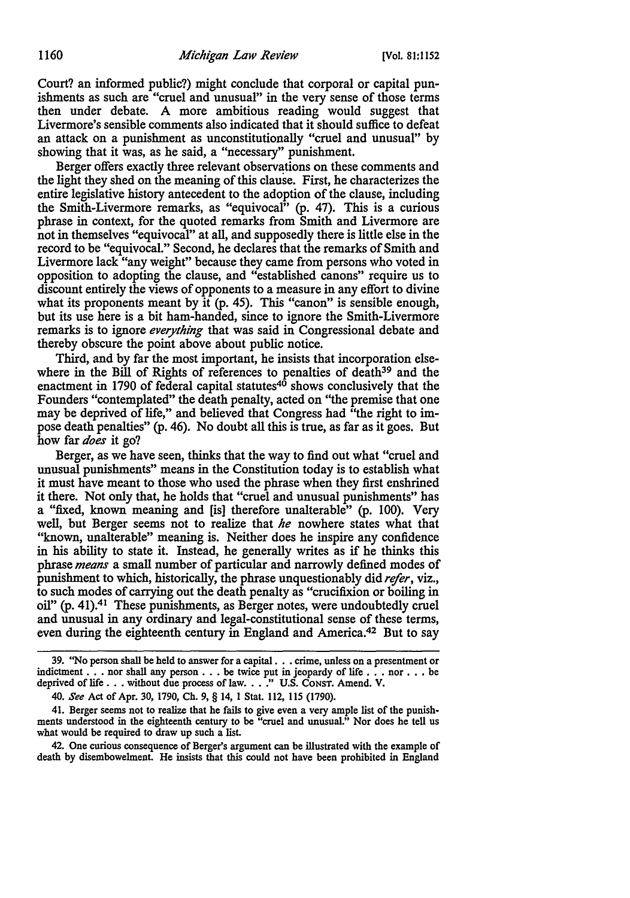Court? an informed public?) might conclude that corporal or capital punishments as such are "cruel and unusual" in the very sense of those terms then under debate. A more ambitious reading would suggest that Livermore's sensible comments also indicated that it should suffice to defeat an attack on a punishment as unconstitutionally "cruel and unusual" by showing that it was, as he said, a "necessary" punishment.

Berger offers exactly three relevant observations on these comments and the light they shed on the meaning of this clause. First, he characterizes the entire legislative history antecedent to the adoption of the clause, including the Smith-Livermore remarks, as "equivocal" (p. 47). This is a curious phrase in context, for the quoted remarks from Smith and Livermore are not in themselves "equivocal" at all, and supposedly there is little else in the record to be "equivocal." Second, he declares that the remarks of Smith and Livermore lack "any weight" because they came from persons who voted in opposition to adopting the clause, and "established canons" require us to discount entirely the views of opponents to a measure in any effort to divine what its proponents meant by it (p. 45). This "canon" is sensible enough, but its use here is a bit ham-handed, since to ignore the Smith-Livermore remarks is to ignore *everything* that was said in Congressional debate and thereby obscure the point above about public notice.

Third, and by far the most important, he insists that incorporation elsewhere in the Bill of Rights of references to penalties of death[39] and the enactment in 1790 of federal capital statutes[40] shows conclusively that the Founders "contemplated" the death penalty, acted on "the premise that one may be deprived of life," and believed that Congress had "the right to impose death penalties" (p. 46). No doubt all this is true, as far as it goes. But how far *does* it go?

Berger, as we have seen, thinks that the way to find out what "cruel and unusual punishments" means in the Constitution today is to establish what it must have meant to those who used the phrase when they first enshrined it there. Not only that, he holds that "cruel and unusual punishments" has a "fixed, known meaning and [is] therefore unalterable" (p. 100). Very well, but Berger seems not to realize that *he* nowhere states what that "known, unalterable" meaning is. Neither does he inspire any confidence in his ability to state it. Instead, he generally writes as if he thinks this phrase *means* a small number of particular and narrowly defined modes of punishment to which, historically, the phrase unquestionably did *refer*, viz., to such modes of carrying out the death penalty as "crucifixion or boiling in oil" (p. 41).[41] These punishments, as Berger notes, were undoubtedly cruel and unusual in any ordinary and legal-constitutional sense of these terms, even during the eighteenth century in England and America.[42] But to say

---

39. "No person shall be held to answer for a capital . . . crime, unless on a presentment or indictment . . . nor shall any person . . . be twice put in jeopardy of life . . . nor . . . be deprived of life . . . without due process of law. . . ." U.S. CONST. Amend. V.

40. *See* Act of Apr. 30, 1790, Ch. 9, § 14, 1 Stat. 112, 115 (1790).

41. Berger seems not to realize that he fails to give even a very ample list of the punishments understood in the eighteenth century to be "cruel and unusual." Nor does he tell us what would be required to draw up such a list.

42. One curious consequence of Berger's argument can be illustrated with the example of death by disembowelment. He insists that this could not have been prohibited in England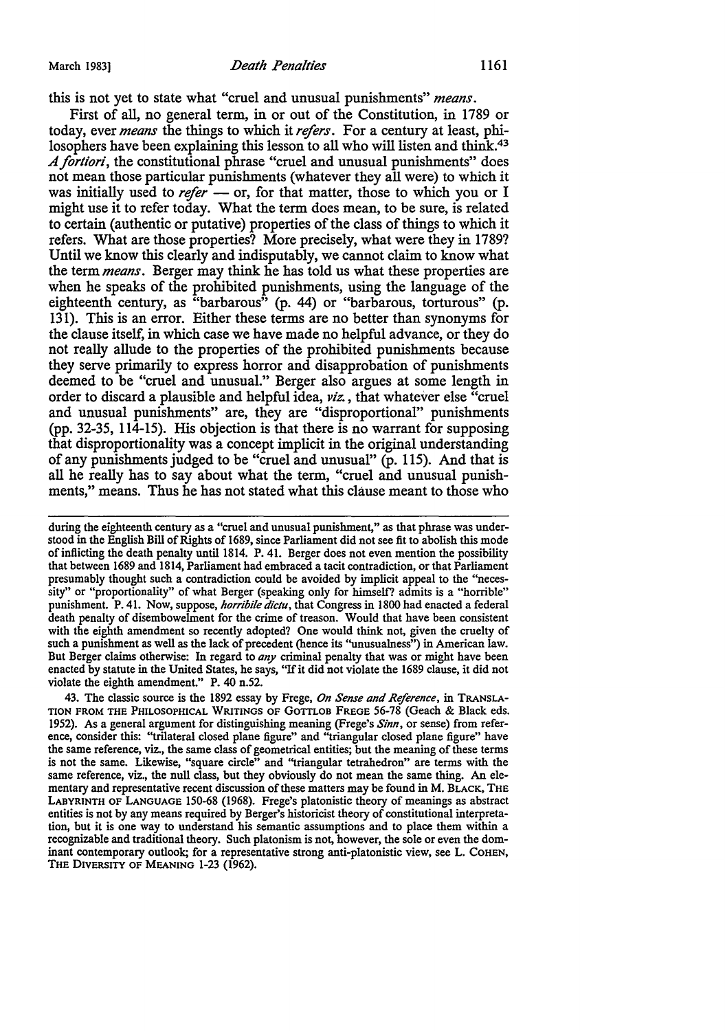this is not yet to state what "cruel and unusual punishments" *means*.

First of all, no general term, in or out of the Constitution, in 1789 or today, ever *means* the things to which it *refers*. For a century at least, philosophers have been explaining this lesson to all who will listen and think.[43] *A fortiori*, the constitutional phrase "cruel and unusual punishments" does not mean those particular punishments (whatever they all were) to which it was initially used to *refer* — or, for that matter, those to which you or I might use it to refer today. What the term does mean, to be sure, is related to certain (authentic or putative) properties of the class of things to which it refers. What are those properties? More precisely, what were they in 1789? Until we know this clearly and indisputably, we cannot claim to know what the term *means*. Berger may think he has told us what these properties are when he speaks of the prohibited punishments, using the language of the eighteenth century, as "barbarous" (p. 44) or "barbarous, torturous" (p. 131). This is an error. Either these terms are no better than synonyms for the clause itself, in which case we have made no helpful advance, or they do not really allude to the properties of the prohibited punishments because they serve primarily to express horror and disapprobation of punishments deemed to be "cruel and unusual." Berger also argues at some length in order to discard a plausible and helpful idea, *viz.*, that whatever else "cruel and unusual punishments" are, they are "disproportional" punishments (pp. 32-35, 114-15). His objection is that there is no warrant for supposing that disproportionality was a concept implicit in the original understanding of any punishments judged to be "cruel and unusual" (p. 115). And that is all he really has to say about what the term, "cruel and unusual punishments," means. Thus he has not stated what this clause meant to those who

---

during the eighteenth century as a "cruel and unusual punishment," as that phrase was understood in the English Bill of Rights of 1689, since Parliament did not see fit to abolish this mode of inflicting the death penalty until 1814. P. 41. Berger does not even mention the possibility that between 1689 and 1814, Parliament had embraced a tacit contradiction, or that Parliament presumably thought such a contradiction could be avoided by implicit appeal to the "necessity" or "proportionality" of what Berger (speaking only for himself? admits is a "horrible" punishment. P. 41. Now, suppose, *horribile dictu*, that Congress in 1800 had enacted a federal death penalty of disembowelment for the crime of treason. Would that have been consistent with the eighth amendment so recently adopted? One would think not, given the cruelty of such a punishment as well as the lack of precedent (hence its "unusualness") in American law. But Berger claims otherwise: In regard to *any* criminal penalty that was or might have been enacted by statute in the United States, he says, "If it did not violate the 1689 clause, it did not violate the eighth amendment." P. 40 n.52.

43. The classic source is the 1892 essay by Frege, *On Sense and Reference*, in TRANSLATION FROM THE PHILOSOPHICAL WRITINGS OF GOTTLOB FREGE 56-78 (Geach & Black eds. 1952). As a general argument for distinguishing meaning (Frege's *Sinn*, or sense) from reference, consider this: "trilateral closed plane figure" and "triangular closed plane figure" have the same reference, viz., the same class of geometrical entities; but the meaning of these terms is not the same. Likewise, "square circle" and "triangular tetrahedron" are terms with the same reference, viz., the null class, but they obviously do not mean the same thing. An elementary and representative recent discussion of these matters may be found in M. BLACK, THE LABYRINTH OF LANGUAGE 150-68 (1968). Frege's platonistic theory of meanings as abstract entities is not by any means required by Berger's historicist theory of constitutional interpretation, but it is one way to understand his semantic assumptions and to place them within a recognizable and traditional theory. Such platonism is not, however, the sole or even the dominant contemporary outlook; for a representative strong anti-platonistic view, see L. COHEN, THE DIVERSITY OF MEANING 1-23 (1962).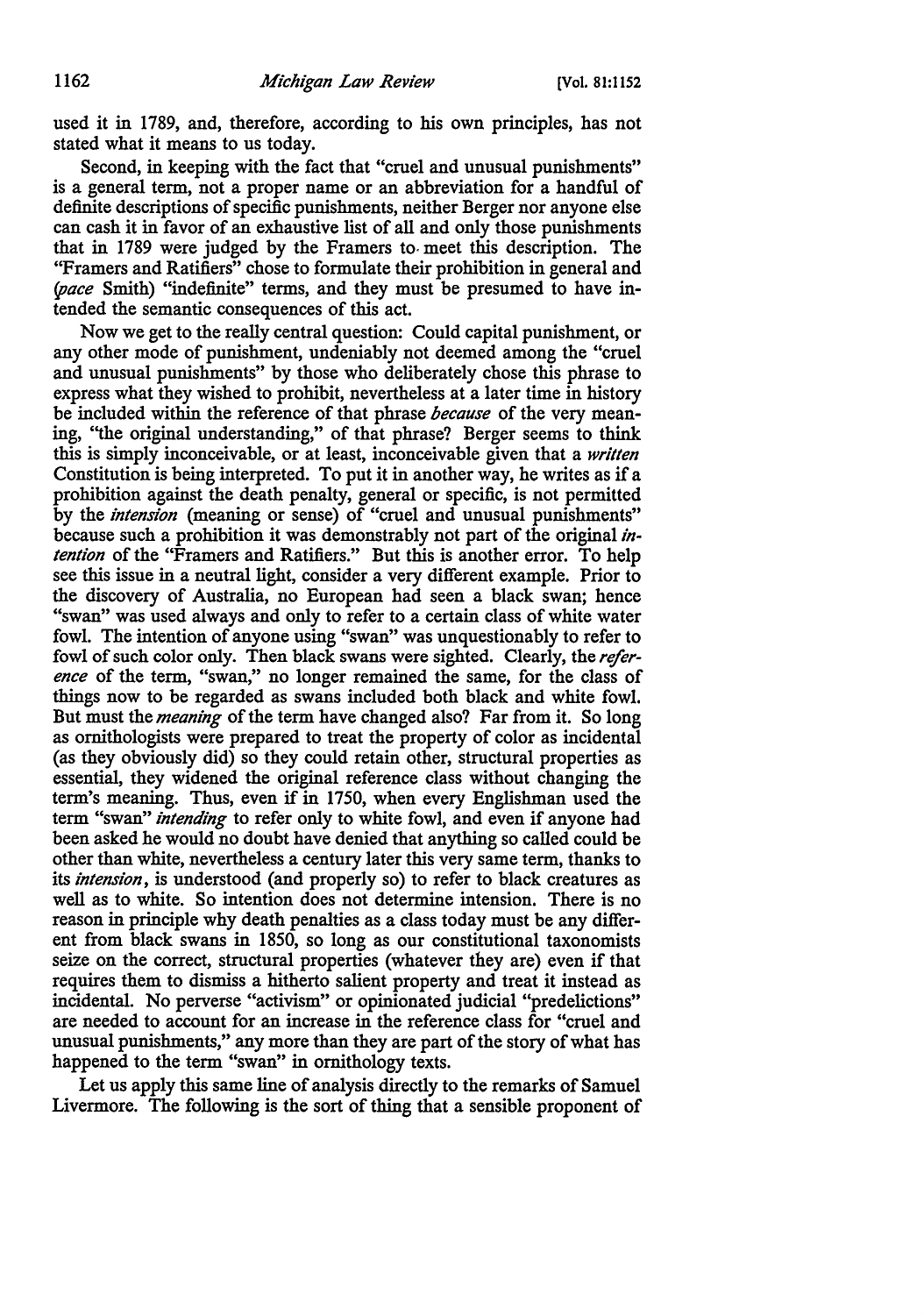used it in 1789, and, therefore, according to his own principles, has not stated what it means to us today.

Second, in keeping with the fact that "cruel and unusual punishments" is a general term, not a proper name or an abbreviation for a handful of definite descriptions of specific punishments, neither Berger nor anyone else can cash it in favor of an exhaustive list of all and only those punishments that in 1789 were judged by the Framers to meet this description. The "Framers and Ratifiers" chose to formulate their prohibition in general and (*pace* Smith) "indefinite" terms, and they must be presumed to have intended the semantic consequences of this act.

Now we get to the really central question: Could capital punishment, or any other mode of punishment, undeniably not deemed among the "cruel and unusual punishments" by those who deliberately chose this phrase to express what they wished to prohibit, nevertheless at a later time in history be included within the reference of that phrase *because* of the very meaning, "the original understanding," of that phrase? Berger seems to think this is simply inconceivable, or at least, inconceivable given that a *written* Constitution is being interpreted. To put it in another way, he writes as if a prohibition against the death penalty, general or specific, is not permitted by the *intension* (meaning or sense) of "cruel and unusual punishments" because such a prohibition it was demonstrably not part of the original *intention* of the "Framers and Ratifiers." But this is another error. To help see this issue in a neutral light, consider a very different example. Prior to the discovery of Australia, no European had seen a black swan; hence "swan" was used always and only to refer to a certain class of white water fowl. The intention of anyone using "swan" was unquestionably to refer to fowl of such color only. Then black swans were sighted. Clearly, the *reference* of the term, "swan," no longer remained the same, for the class of things now to be regarded as swans included both black and white fowl. But must the *meaning* of the term have changed also? Far from it. So long as ornithologists were prepared to treat the property of color as incidental (as they obviously did) so they could retain other, structural properties as essential, they widened the original reference class without changing the term's meaning. Thus, even if in 1750, when every Englishman used the term "swan" *intending* to refer only to white fowl, and even if anyone had been asked he would no doubt have denied that anything so called could be other than white, nevertheless a century later this very same term, thanks to its *intension*, is understood (and properly so) to refer to black creatures as well as to white. So intention does not determine intension. There is no reason in principle why death penalties as a class today must be any different from black swans in 1850, so long as our constitutional taxonomists seize on the correct, structural properties (whatever they are) even if that requires them to dismiss a hitherto salient property and treat it instead as incidental. No perverse "activism" or opinionated judicial "predelictions" are needed to account for an increase in the reference class for "cruel and unusual punishments," any more than they are part of the story of what has happened to the term "swan" in ornithology texts.

Let us apply this same line of analysis directly to the remarks of Samuel Livermore. The following is the sort of thing that a sensible proponent of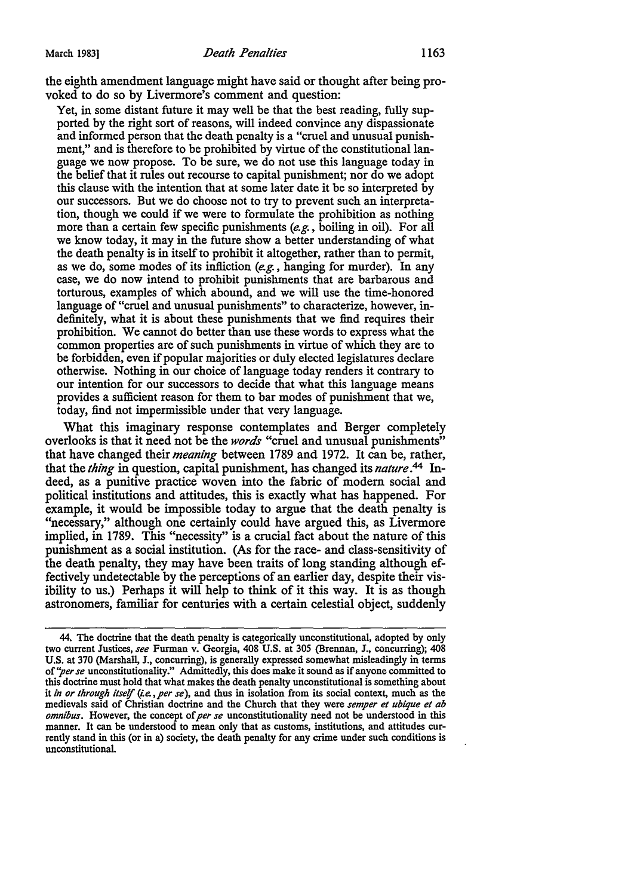the eighth amendment language might have said or thought after being provoked to do so by Livermore's comment and question:

> Yet, in some distant future it may well be that the best reading, fully supported by the right sort of reasons, will indeed convince any dispassionate and informed person that the death penalty is a "cruel and unusual punishment," and is therefore to be prohibited by virtue of the constitutional language we now propose. To be sure, we do not use this language today in the belief that it rules out recourse to capital punishment; nor do we adopt this clause with the intention that at some later date it be so interpreted by our successors. But we do choose not to try to prevent such an interpretation, though we could if we were to formulate the prohibition as nothing more than a certain few specific punishments (*e.g.*, boiling in oil). For all we know today, it may in the future show a better understanding of what the death penalty is in itself to prohibit it altogether, rather than to permit, as we do, some modes of its infliction (*e.g.*, hanging for murder). In any case, we do now intend to prohibit punishments that are barbarous and torturous, examples of which abound, and we will use the time-honored language of "cruel and unusual punishments" to characterize, however, indefinitely, what it is about these punishments that we find requires their prohibition. We cannot do better than use these words to express what the common properties are of such punishments in virtue of which they are to be forbidden, even if popular majorities or duly elected legislatures declare otherwise. Nothing in our choice of language today renders it contrary to our intention for our successors to decide that what this language means provides a sufficient reason for them to bar modes of punishment that we, today, find not impermissible under that very language.

What this imaginary response contemplates and Berger completely overlooks is that it need not be the *words* "cruel and unusual punishments" that have changed their *meaning* between 1789 and 1972. It can be, rather, that the *thing* in question, capital punishment, has changed its *nature*.[44] Indeed, as a punitive practice woven into the fabric of modern social and political institutions and attitudes, this is exactly what has happened. For example, it would be impossible today to argue that the death penalty is "necessary," although one certainly could have argued this, as Livermore implied, in 1789. This "necessity" is a crucial fact about the nature of this punishment as a social institution. (As for the race- and class-sensitivity of the death penalty, they may have been traits of long standing although effectively undetectable by the perceptions of an earlier day, despite their visibility to us.) Perhaps it will help to think of it this way. It is as though astronomers, familiar for centuries with a certain celestial object, suddenly

---

44. The doctrine that the death penalty is categorically unconstitutional, adopted by only two current Justices, *see* Furman v. Georgia, 408 U.S. at 305 (Brennan, J., concurring); 408 U.S. at 370 (Marshall, J., concurring), is generally expressed somewhat misleadingly in terms of "*per se* unconstitutionality." Admittedly, this does make it sound as if anyone committed to this doctrine must hold that what makes the death penalty unconstitutional is something about it *in or through itself* (*i.e.*, *per se*), and thus in isolation from its social context, much as the medievals said of Christian doctrine and the Church that they were *semper et ubique et ab omnibus*. However, the concept of *per se* unconstitutionality need not be understood in this manner. It can be understood to mean only that as customs, institutions, and attitudes currently stand in this (or in a) society, the death penalty for any crime under such conditions is unconstitutional.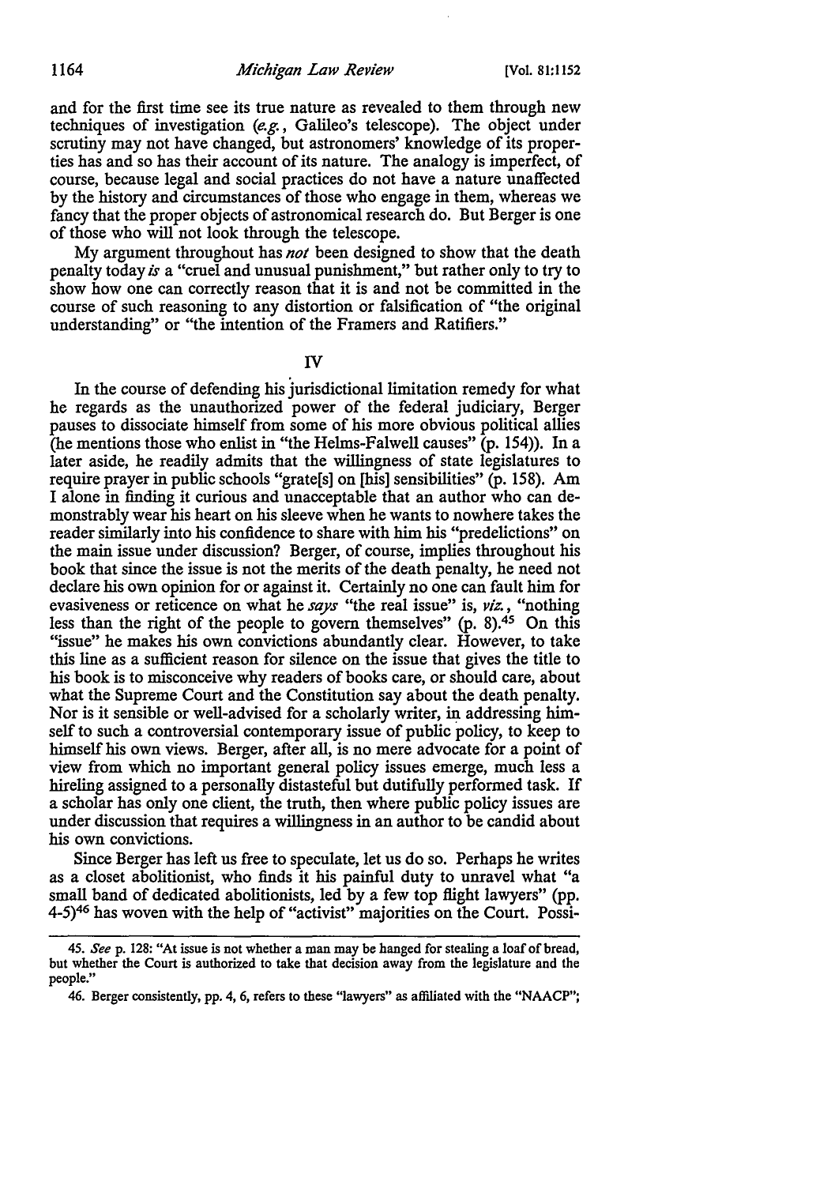and for the first time see its true nature as revealed to them through new techniques of investigation (*e.g.*, Galileo's telescope). The object under scrutiny may not have changed, but astronomers' knowledge of its properties has and so has their account of its nature. The analogy is imperfect, of course, because legal and social practices do not have a nature unaffected by the history and circumstances of those who engage in them, whereas we fancy that the proper objects of astronomical research do. But Berger is one of those who will not look through the telescope.

My argument throughout has *not* been designed to show that the death penalty today *is* a "cruel and unusual punishment," but rather only to try to show how one can correctly reason that it is and not be committed in the course of such reasoning to any distortion or falsification of "the original understanding" or "the intention of the Framers and Ratifiers."

## IV

In the course of defending his jurisdictional limitation remedy for what he regards as the unauthorized power of the federal judiciary, Berger pauses to dissociate himself from some of his more obvious political allies (he mentions those who enlist in "the Helms-Falwell causes" (p. 154)). In a later aside, he readily admits that the willingness of state legislatures to require prayer in public schools "grate[s] on [his] sensibilities" (p. 158). Am I alone in finding it curious and unacceptable that an author who can demonstrably wear his heart on his sleeve when he wants to nowhere takes the reader similarly into his confidence to share with him his "predelictions" on the main issue under discussion? Berger, of course, implies throughout his book that since the issue is not the merits of the death penalty, he need not declare his own opinion for or against it. Certainly no one can fault him for evasiveness or reticence on what he *says* "the real issue" is, *viz.*, "nothing less than the right of the people to govern themselves" (p. 8).[45] On this "issue" he makes his own convictions abundantly clear. However, to take this line as a sufficient reason for silence on the issue that gives the title to his book is to misconceive why readers of books care, or should care, about what the Supreme Court and the Constitution say about the death penalty. Nor is it sensible or well-advised for a scholarly writer, in addressing himself to such a controversial contemporary issue of public policy, to keep to himself his own views. Berger, after all, is no mere advocate for a point of view from which no important general policy issues emerge, much less a hireling assigned to a personally distasteful but dutifully performed task. If a scholar has only one client, the truth, then where public policy issues are under discussion that requires a willingness in an author to be candid about his own convictions.

Since Berger has left us free to speculate, let us do so. Perhaps he writes as a closet abolitionist, who finds it his painful duty to unravel what "a small band of dedicated abolitionists, led by a few top flight lawyers" (pp. 4-5)[46] has woven with the help of "activist" majorities on the Court. Possi-

---

45. *See* p. 128: "At issue is not whether a man may be hanged for stealing a loaf of bread, but whether the Court is authorized to take that decision away from the legislature and the people."

46. Berger consistently, pp. 4, 6, refers to these "lawyers" as affiliated with the "NAACP";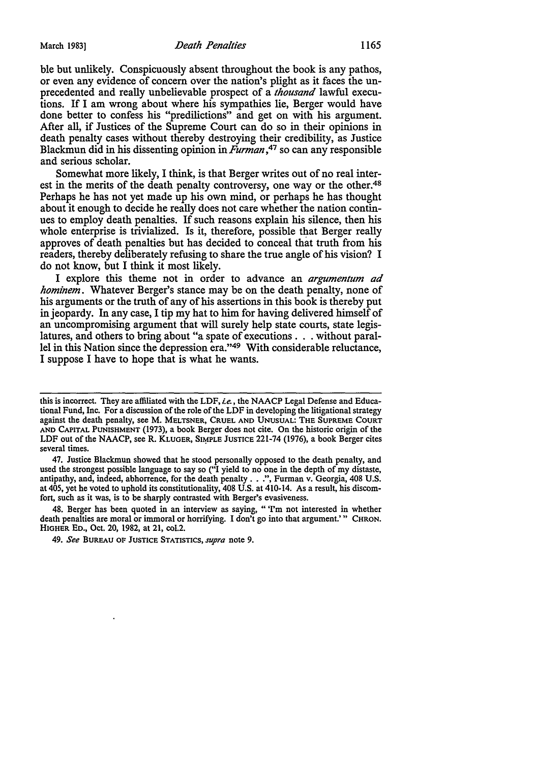ble but unlikely. Conspicuously absent throughout the book is any pathos, or even any evidence of concern over the nation's plight as it faces the unprecedented and really unbelievable prospect of a *thousand* lawful executions. If I am wrong about where his sympathies lie, Berger would have done better to confess his "predilictions" and get on with his argument. After all, if Justices of the Supreme Court can do so in their opinions in death penalty cases without thereby destroying their credibility, as Justice Blackmun did in his dissenting opinion in *Furman*,[47] so can any responsible and serious scholar.

Somewhat more likely, I think, is that Berger writes out of no real interest in the merits of the death penalty controversy, one way or the other.[48] Perhaps he has not yet made up his own mind, or perhaps he has thought about it enough to decide he really does not care whether the nation continues to employ death penalties. If such reasons explain his silence, then his whole enterprise is trivialized. Is it, therefore, possible that Berger really approves of death penalties but has decided to conceal that truth from his readers, thereby deliberately refusing to share the true angle of his vision? I do not know, but I think it most likely.

I explore this theme not in order to advance an *argumentum ad hominem*. Whatever Berger's stance may be on the death penalty, none of his arguments or the truth of any of his assertions in this book is thereby put in jeopardy. In any case, I tip my hat to him for having delivered himself of an uncompromising argument that will surely help state courts, state legislatures, and others to bring about "a spate of executions . . . without parallel in this Nation since the depression era."[49] With considerable reluctance, I suppose I have to hope that is what he wants.

---

this is incorrect. They are affiliated with the LDF, *i.e.*, the NAACP Legal Defense and Educational Fund, Inc. For a discussion of the role of the LDF in developing the litigational strategy against the death penalty, see M. MELTSNER, CRUEL AND UNUSUAL: THE SUPREME COURT AND CAPITAL PUNISHMENT (1973), a book Berger does not cite. On the historic origin of the LDF out of the NAACP, see R. KLUGER, SIMPLE JUSTICE 221-74 (1976), a book Berger cites several times.

47. Justice Blackmun showed that he stood personally opposed to the death penalty, and used the strongest possible language to say so ("I yield to no one in the depth of my distaste, antipathy, and, indeed, abhorrence, for the death penalty . . .", Furman v. Georgia, 408 U.S. at 405, yet he voted to uphold its constitutionality, 408 U.S. at 410-14. As a result, his discomfort, such as it was, is to be sharply contrasted with Berger's evasiveness.

48. Berger has been quoted in an interview as saying, " 'I'm not interested in whether death penalties are moral or immoral or horrifying. I don't go into that argument.' " CHRON. HIGHER ED., Oct. 20, 1982, at 21, col.2.

49. *See* BUREAU OF JUSTICE STATISTICS, *supra* note 9.